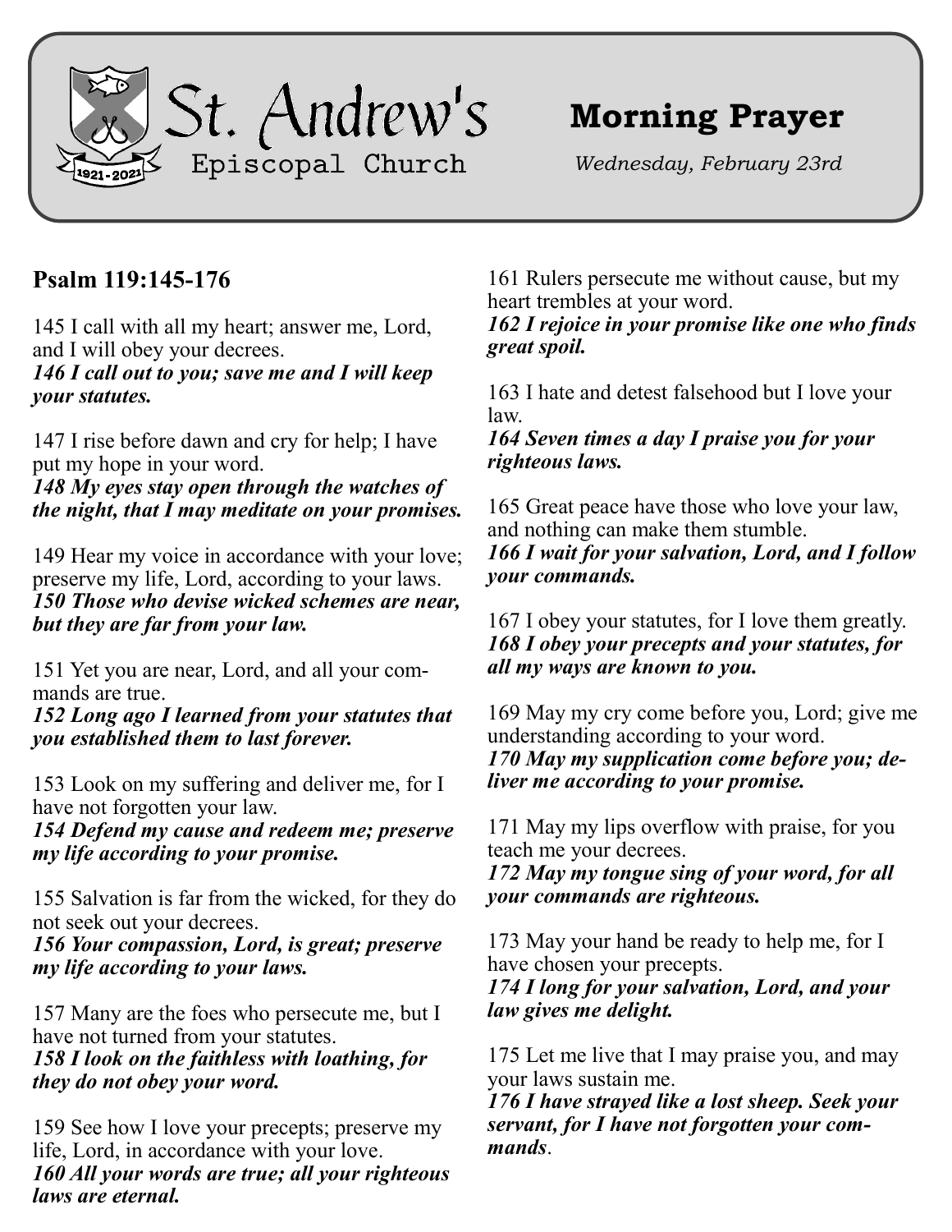St. Andrew's Episcopal Church

1921-2021

# Morning Prayer

*Wednesday, February 23rd*

## Psalm 119:145-176

145 I call with all my heart; answer me, Lord, and I will obey your decrees.
***146 I call out to you; save me and I will keep your statutes.***

147 I rise before dawn and cry for help; I have put my hope in your word.
***148 My eyes stay open through the watches of the night, that I may meditate on your promises.***

149 Hear my voice in accordance with your love; preserve my life, Lord, according to your laws.
***150 Those who devise wicked schemes are near, but they are far from your law.***

151 Yet you are near, Lord, and all your commands are true.
***152 Long ago I learned from your statutes that you established them to last forever.***

153 Look on my suffering and deliver me, for I have not forgotten your law.
***154 Defend my cause and redeem me; preserve my life according to your promise.***

155 Salvation is far from the wicked, for they do not seek out your decrees.
***156 Your compassion, Lord, is great; preserve my life according to your laws.***

157 Many are the foes who persecute me, but I have not turned from your statutes.
***158 I look on the faithless with loathing, for they do not obey your word.***

159 See how I love your precepts; preserve my life, Lord, in accordance with your love.
***160 All your words are true; all your righteous laws are eternal.***

161 Rulers persecute me without cause, but my heart trembles at your word.
***162 I rejoice in your promise like one who finds great spoil.***

163 I hate and detest falsehood but I love your law.
***164 Seven times a day I praise you for your righteous laws.***

165 Great peace have those who love your law, and nothing can make them stumble.
***166 I wait for your salvation, Lord, and I follow your commands.***

167 I obey your statutes, for I love them greatly.
***168 I obey your precepts and your statutes, for all my ways are known to you.***

169 May my cry come before you, Lord; give me understanding according to your word.
***170 May my supplication come before you; deliver me according to your promise.***

171 May my lips overflow with praise, for you teach me your decrees.
***172 May my tongue sing of your word, for all your commands are righteous.***

173 May your hand be ready to help me, for I have chosen your precepts.
***174 I long for your salvation, Lord, and your law gives me delight.***

175 Let me live that I may praise you, and may your laws sustain me.
***176 I have strayed like a lost sheep. Seek your servant, for I have not forgotten your commands.***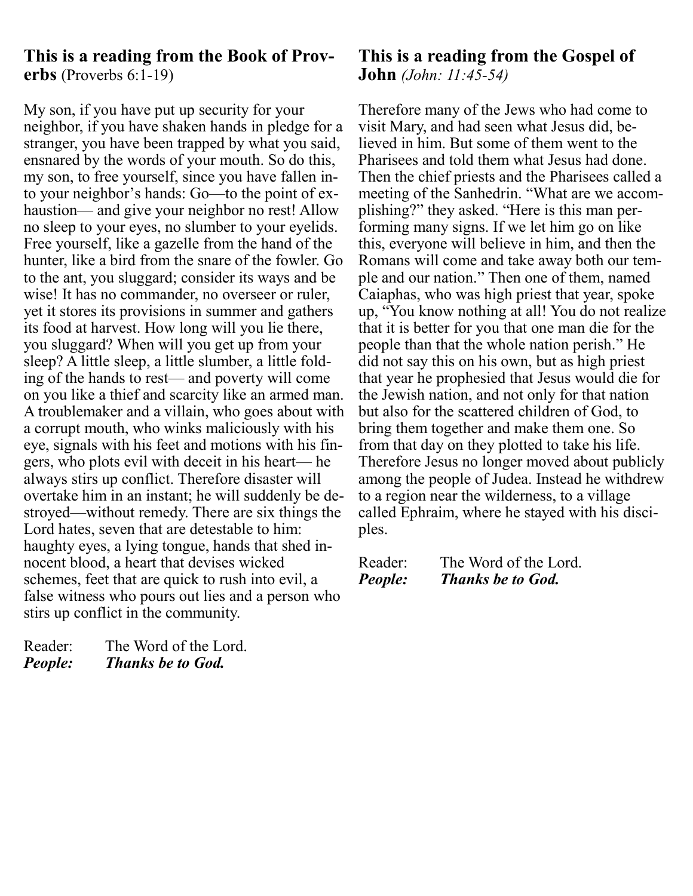**This is a reading from the Book of Proverbs** (Proverbs 6:1-19)

My son, if you have put up security for your neighbor, if you have shaken hands in pledge for a stranger, you have been trapped by what you said, ensnared by the words of your mouth. So do this, my son, to free yourself, since you have fallen into your neighbor's hands: Go—to the point of exhaustion— and give your neighbor no rest! Allow no sleep to your eyes, no slumber to your eyelids. Free yourself, like a gazelle from the hand of the hunter, like a bird from the snare of the fowler. Go to the ant, you sluggard; consider its ways and be wise! It has no commander, no overseer or ruler, yet it stores its provisions in summer and gathers its food at harvest. How long will you lie there, you sluggard? When will you get up from your sleep? A little sleep, a little slumber, a little folding of the hands to rest— and poverty will come on you like a thief and scarcity like an armed man. A troublemaker and a villain, who goes about with a corrupt mouth, who winks maliciously with his eye, signals with his feet and motions with his fingers, who plots evil with deceit in his heart— he always stirs up conflict. Therefore disaster will overtake him in an instant; he will suddenly be destroyed—without remedy. There are six things the Lord hates, seven that are detestable to him: haughty eyes, a lying tongue, hands that shed innocent blood, a heart that devises wicked schemes, feet that are quick to rush into evil, a false witness who pours out lies and a person who stirs up conflict in the community.

Reader: The Word of the Lord.
***People: Thanks be to God.***

**This is a reading from the Gospel of John** *(John: 11:45-54)*

Therefore many of the Jews who had come to visit Mary, and had seen what Jesus did, believed in him. But some of them went to the Pharisees and told them what Jesus had done. Then the chief priests and the Pharisees called a meeting of the Sanhedrin. "What are we accomplishing?" they asked. "Here is this man performing many signs. If we let him go on like this, everyone will believe in him, and then the Romans will come and take away both our temple and our nation." Then one of them, named Caiaphas, who was high priest that year, spoke up, "You know nothing at all! You do not realize that it is better for you that one man die for the people than that the whole nation perish." He did not say this on his own, but as high priest that year he prophesied that Jesus would die for the Jewish nation, and not only for that nation but also for the scattered children of God, to bring them together and make them one. So from that day on they plotted to take his life. Therefore Jesus no longer moved about publicly among the people of Judea. Instead he withdrew to a region near the wilderness, to a village called Ephraim, where he stayed with his disciples.

Reader: The Word of the Lord.
***People: Thanks be to God.***